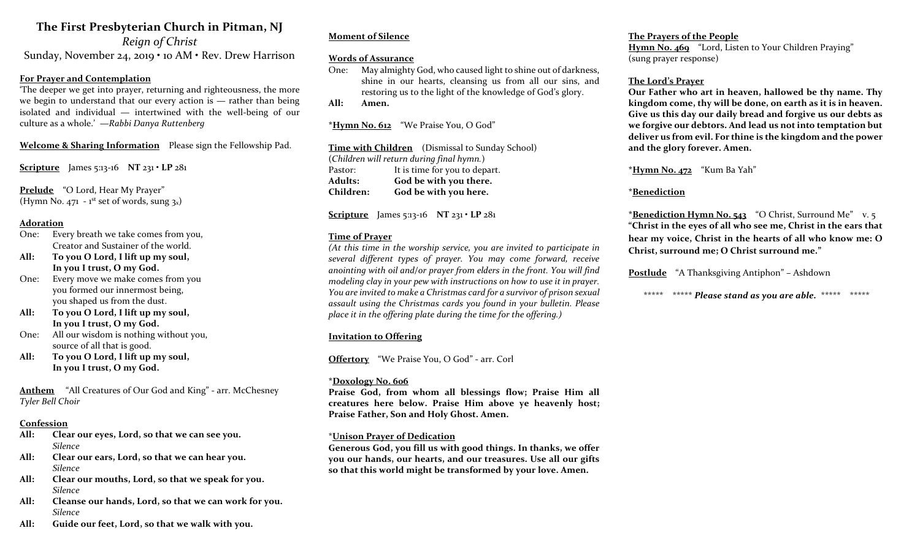# The First Presbyterian Church in Pitman, NJ

*Reign of Christ*

Sunday, November 24, 2019 • 10 AM • Rev. Drew Harrison

**For Prayer and Contemplation**

'The deeper we get into prayer, returning and righteousness, the more we begin to understand that our every action is — rather than being isolated and individual — intertwined with the well-being of our culture as a whole.' —*Rabbi Danya Ruttenberg*

**Welcome & Sharing Information** Please sign the Fellowship Pad.

**Scripture** James 5:13-16 **NT 231 • LP 281**

**Prelude** "O Lord, Hear My Prayer"
(Hymn No. 471 - 1st set of words, sung 3x)

**Adoration**

One: Every breath we take comes from you,
Creator and Sustainer of the world.

**All: To you O Lord, I lift up my soul,**
**In you I trust, O my God.**

One: Every move we make comes from you
you formed our innermost being,
you shaped us from the dust.

**All: To you O Lord, I lift up my soul,**
**In you I trust, O my God.**

One: All our wisdom is nothing without you,
source of all that is good.

**All: To you O Lord, I lift up my soul,**
**In you I trust, O my God.**

**Anthem** "All Creatures of Our God and King" - arr. McChesney
*Tyler Bell Choir*

**Confession**

**All: Clear our eyes, Lord, so that we can see you.**
*Silence*

**All: Clear our ears, Lord, so that we can hear you.**
*Silence*

**All: Clear our mouths, Lord, so that we speak for you.**
*Silence*

**All: Cleanse our hands, Lord, so that we can work for you.**
*Silence*

**All: Guide our feet, Lord, so that we walk with you.**

**Moment of Silence**

**Words of Assurance**

One: May almighty God, who caused light to shine out of darkness, shine in our hearts, cleansing us from all our sins, and restoring us to the light of the knowledge of God's glory.

**All: Amen.**

\***Hymn No. 612** "We Praise You, O God"

**Time with Children** (Dismissal to Sunday School)
(*Children will return during final hymn.*)

Pastor: It is time for you to depart.
**Adults: God be with you there.**
**Children: God be with you here.**

**Scripture** James 5:13-16 **NT 231 • LP 281**

**Time of Prayer**

*(At this time in the worship service, you are invited to participate in several different types of prayer. You may come forward, receive anointing with oil and/or prayer from elders in the front. You will find modeling clay in your pew with instructions on how to use it in prayer. You are invited to make a Christmas card for a survivor of prison sexual assault using the Christmas cards you found in your bulletin. Please place it in the offering plate during the time for the offering.)*

**Invitation to Offering**

**Offertory** "We Praise You, O God" - arr. Corl

\***Doxology No. 606**

**Praise God, from whom all blessings flow; Praise Him all creatures here below. Praise Him above ye heavenly host; Praise Father, Son and Holy Ghost. Amen.**

\***Unison Prayer of Dedication**

**Generous God, you fill us with good things. In thanks, we offer you our hands, our hearts, and our treasures. Use all our gifts so that this world might be transformed by your love. Amen.**

**The Prayers of the People**

**Hymn No. 469** "Lord, Listen to Your Children Praying"
(sung prayer response)

**The Lord's Prayer**

**Our Father who art in heaven, hallowed be thy name. Thy kingdom come, thy will be done, on earth as it is in heaven. Give us this day our daily bread and forgive us our debts as we forgive our debtors. And lead us not into temptation but deliver us from evil. For thine is the kingdom and the power and the glory forever. Amen.**

\***Hymn No. 472** "Kum Ba Yah"

\***Benediction**

\***Benediction Hymn No. 543** "O Christ, Surround Me" v. 5
**"Christ in the eyes of all who see me, Christ in the ears that hear my voice, Christ in the hearts of all who know me: O Christ, surround me; O Christ surround me."**

**Postlude** "A Thanksgiving Antiphon" – Ashdown

\*\*\*\*\* \*\*\*\*\* ***Please stand as you are able.*** \*\*\*\*\* \*\*\*\*\*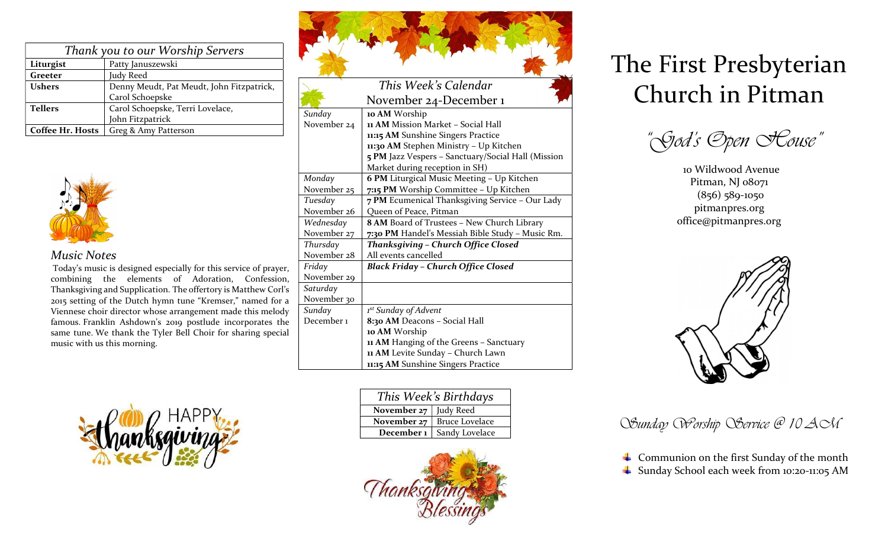| Thank you to our Worship Servers | |
|---|---|
| **Liturgist** | Patty Januszewski |
| **Greeter** | Judy Reed |
| **Ushers** | Denny Meudt, Pat Meudt, John Fitzpatrick, Carol Schoepske |
| **Tellers** | Carol Schoepske, Terri Lovelace, John Fitzpatrick |
| **Coffee Hr. Hosts** | Greg & Amy Patterson |

## *Music Notes*

Today's music is designed especially for this service of prayer, combining the elements of Adoration, Confession, Thanksgiving and Supplication. The offertory is Matthew Corl's 2015 setting of the Dutch hymn tune "Kremser," named for a Viennese choir director whose arrangement made this melody famous. Franklin Ashdown's 2019 postlude incorporates the same tune. We thank the Tyler Bell Choir for sharing special music with us this morning.

| *This Week's Calendar* November 24-December 1 | |
|---|---|
| *Sunday* November 24 | **10 AM** Worship<br>**11 AM** Mission Market – Social Hall<br>**11:15 AM** Sunshine Singers Practice<br>**11:30 AM** Stephen Ministry – Up Kitchen<br>**5 PM** Jazz Vespers – Sanctuary/Social Hall (Mission Market during reception in SH) |
| *Monday* November 25 | **6 PM** Liturgical Music Meeting – Up Kitchen<br>**7:15 PM** Worship Committee – Up Kitchen |
| *Tuesday* November 26 | **7 PM** Ecumenical Thanksgiving Service – Our Lady Queen of Peace, Pitman |
| *Wednesday* November 27 | **8 AM** Board of Trustees – New Church Library<br>**7:30 PM** Handel's Messiah Bible Study – Music Rm. |
| *Thursday* November 28 | ***Thanksgiving – Church Office Closed***<br>All events cancelled |
| *Friday* November 29 | ***Black Friday – Church Office Closed*** |
| *Saturday* November 30 | |
| *Sunday* December 1 | *1st Sunday of Advent*<br>**8:30 AM** Deacons – Social Hall<br>**10 AM** Worship<br>**11 AM** Hanging of the Greens – Sanctuary<br>**11 AM** Levite Sunday – Church Lawn<br>**11:15 AM** Sunshine Singers Practice |

| *This Week's Birthdays* | |
|---|---|
| **November 27** | Judy Reed |
| **November 27** | Bruce Lovelace |
| **December 1** | Sandy Lovelace |

# The First Presbyterian Church in Pitman

*"God's Open House"*

10 Wildwood Avenue
Pitman, NJ 08071
(856) 589-1050
pitmanpres.org
office@pitmanpres.org

*Sunday Worship Service @ 10 AM*

- Communion on the first Sunday of the month
- Sunday School each week from 10:20-11:05 AM